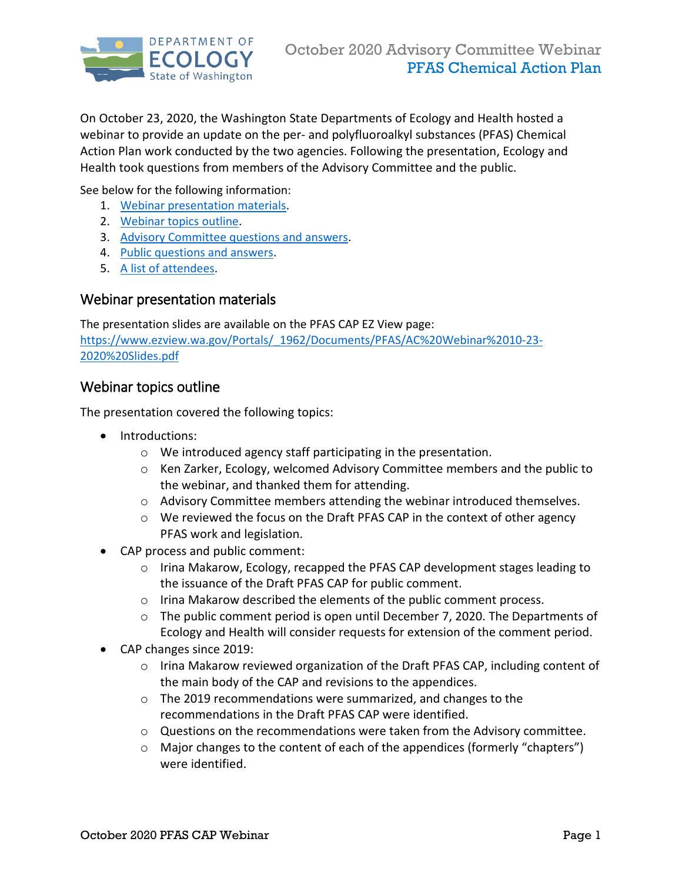# October 2020 Advisory Committee Webinar
## PFAS Chemical Action Plan

On October 23, 2020, the Washington State Departments of Ecology and Health hosted a webinar to provide an update on the per- and polyfluoroalkyl substances (PFAS) Chemical Action Plan work conducted by the two agencies. Following the presentation, Ecology and Health took questions from members of the Advisory Committee and the public.

See below for the following information:

1. Webinar presentation materials.
2. Webinar topics outline.
3. Advisory Committee questions and answers.
4. Public questions and answers.
5. A list of attendees.

## Webinar presentation materials

The presentation slides are available on the PFAS CAP EZ View page: https://www.ezview.wa.gov/Portals/_1962/Documents/PFAS/AC%20Webinar%2010-23-2020%20Slides.pdf

## Webinar topics outline

The presentation covered the following topics:

- Introductions:
  - We introduced agency staff participating in the presentation.
  - Ken Zarker, Ecology, welcomed Advisory Committee members and the public to the webinar, and thanked them for attending.
  - Advisory Committee members attending the webinar introduced themselves.
  - We reviewed the focus on the Draft PFAS CAP in the context of other agency PFAS work and legislation.
- CAP process and public comment:
  - Irina Makarow, Ecology, recapped the PFAS CAP development stages leading to the issuance of the Draft PFAS CAP for public comment.
  - Irina Makarow described the elements of the public comment process.
  - The public comment period is open until December 7, 2020. The Departments of Ecology and Health will consider requests for extension of the comment period.
- CAP changes since 2019:
  - Irina Makarow reviewed organization of the Draft PFAS CAP, including content of the main body of the CAP and revisions to the appendices.
  - The 2019 recommendations were summarized, and changes to the recommendations in the Draft PFAS CAP were identified.
  - Questions on the recommendations were taken from the Advisory committee.
  - Major changes to the content of each of the appendices (formerly "chapters") were identified.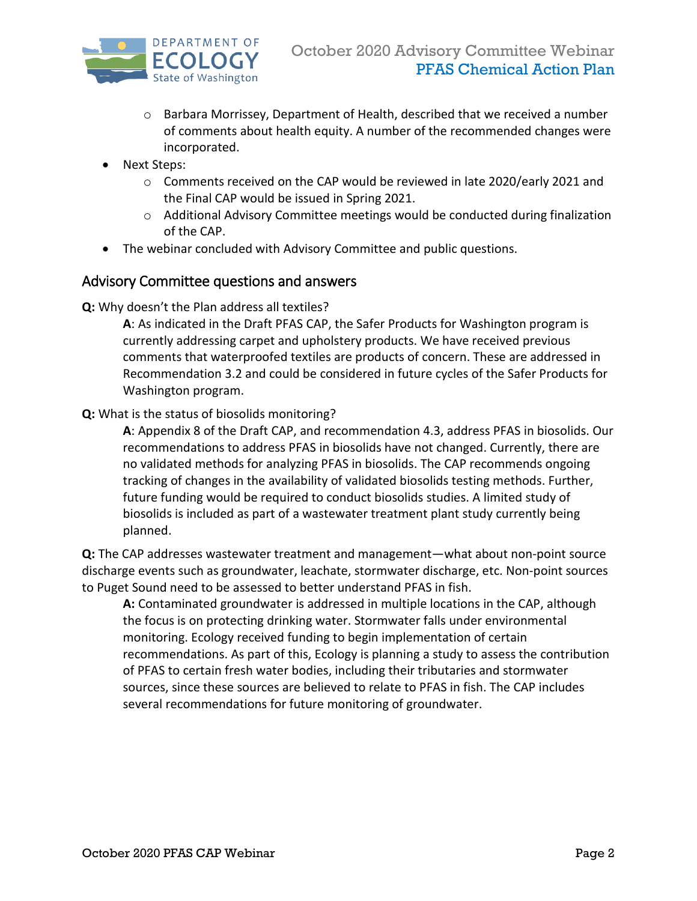- Barbara Morrissey, Department of Health, described that we received a number of comments about health equity. A number of the recommended changes were incorporated.
- Next Steps:
  - Comments received on the CAP would be reviewed in late 2020/early 2021 and the Final CAP would be issued in Spring 2021.
  - Additional Advisory Committee meetings would be conducted during finalization of the CAP.
- The webinar concluded with Advisory Committee and public questions.

## Advisory Committee questions and answers

**Q:** Why doesn't the Plan address all textiles?

> **A**: As indicated in the Draft PFAS CAP, the Safer Products for Washington program is currently addressing carpet and upholstery products. We have received previous comments that waterproofed textiles are products of concern. These are addressed in Recommendation 3.2 and could be considered in future cycles of the Safer Products for Washington program.

**Q:** What is the status of biosolids monitoring?

> **A**: Appendix 8 of the Draft CAP, and recommendation 4.3, address PFAS in biosolids. Our recommendations to address PFAS in biosolids have not changed. Currently, there are no validated methods for analyzing PFAS in biosolids. The CAP recommends ongoing tracking of changes in the availability of validated biosolids testing methods. Further, future funding would be required to conduct biosolids studies. A limited study of biosolids is included as part of a wastewater treatment plant study currently being planned.

**Q:** The CAP addresses wastewater treatment and management—what about non-point source discharge events such as groundwater, leachate, stormwater discharge, etc. Non-point sources to Puget Sound need to be assessed to better understand PFAS in fish.

> **A:** Contaminated groundwater is addressed in multiple locations in the CAP, although the focus is on protecting drinking water. Stormwater falls under environmental monitoring. Ecology received funding to begin implementation of certain recommendations. As part of this, Ecology is planning a study to assess the contribution of PFAS to certain fresh water bodies, including their tributaries and stormwater sources, since these sources are believed to relate to PFAS in fish. The CAP includes several recommendations for future monitoring of groundwater.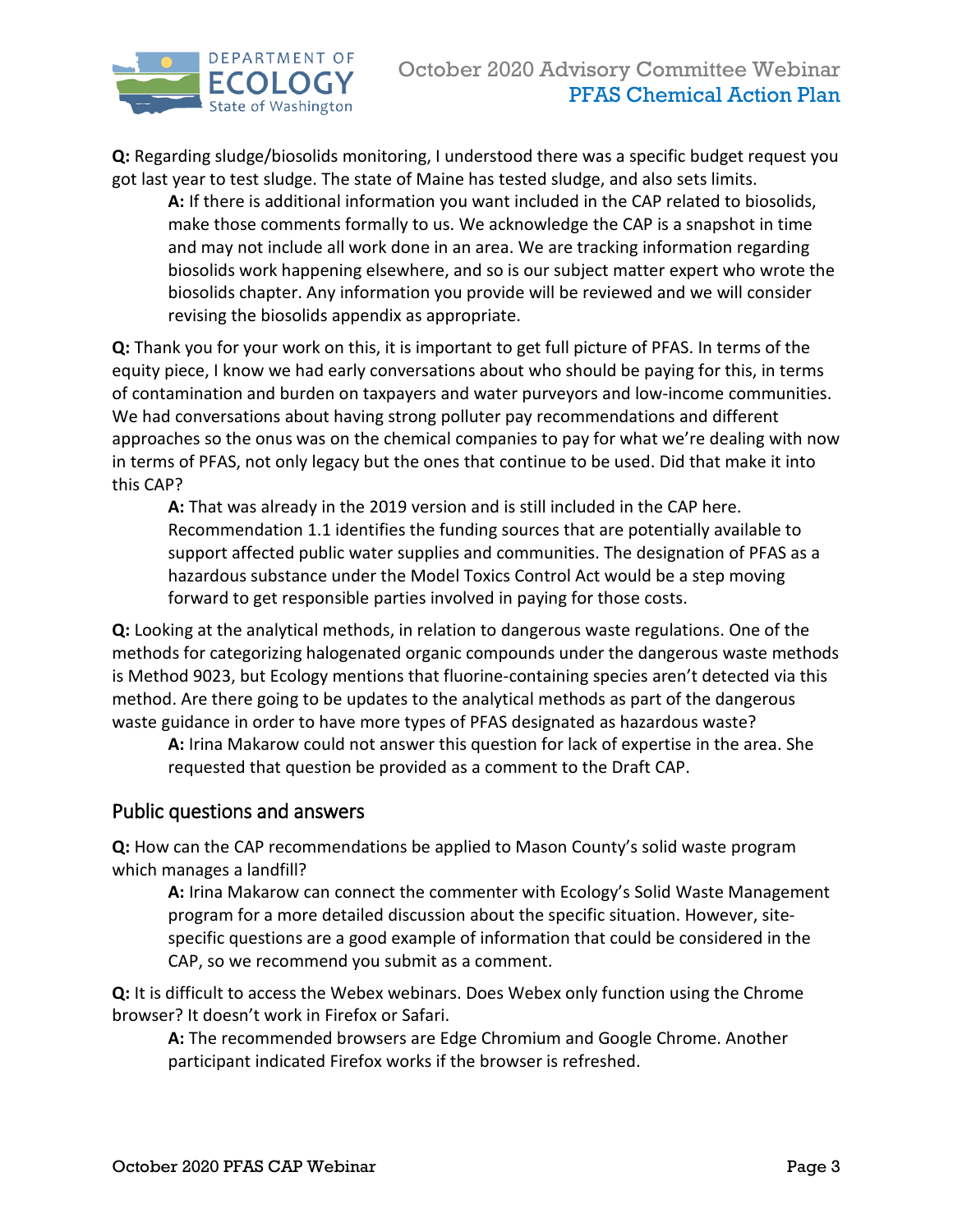**Q:** Regarding sludge/biosolids monitoring, I understood there was a specific budget request you got last year to test sludge. The state of Maine has tested sludge, and also sets limits.

> **A:** If there is additional information you want included in the CAP related to biosolids, make those comments formally to us. We acknowledge the CAP is a snapshot in time and may not include all work done in an area. We are tracking information regarding biosolids work happening elsewhere, and so is our subject matter expert who wrote the biosolids chapter. Any information you provide will be reviewed and we will consider revising the biosolids appendix as appropriate.

**Q:** Thank you for your work on this, it is important to get full picture of PFAS. In terms of the equity piece, I know we had early conversations about who should be paying for this, in terms of contamination and burden on taxpayers and water purveyors and low-income communities. We had conversations about having strong polluter pay recommendations and different approaches so the onus was on the chemical companies to pay for what we're dealing with now in terms of PFAS, not only legacy but the ones that continue to be used. Did that make it into this CAP?

> **A:** That was already in the 2019 version and is still included in the CAP here. Recommendation 1.1 identifies the funding sources that are potentially available to support affected public water supplies and communities. The designation of PFAS as a hazardous substance under the Model Toxics Control Act would be a step moving forward to get responsible parties involved in paying for those costs.

**Q:** Looking at the analytical methods, in relation to dangerous waste regulations. One of the methods for categorizing halogenated organic compounds under the dangerous waste methods is Method 9023, but Ecology mentions that fluorine-containing species aren't detected via this method. Are there going to be updates to the analytical methods as part of the dangerous waste guidance in order to have more types of PFAS designated as hazardous waste?

> **A:** Irina Makarow could not answer this question for lack of expertise in the area. She requested that question be provided as a comment to the Draft CAP.

## Public questions and answers

**Q:** How can the CAP recommendations be applied to Mason County's solid waste program which manages a landfill?

> **A:** Irina Makarow can connect the commenter with Ecology's Solid Waste Management program for a more detailed discussion about the specific situation. However, site-specific questions are a good example of information that could be considered in the CAP, so we recommend you submit as a comment.

**Q:** It is difficult to access the Webex webinars. Does Webex only function using the Chrome browser? It doesn't work in Firefox or Safari.

> **A:** The recommended browsers are Edge Chromium and Google Chrome. Another participant indicated Firefox works if the browser is refreshed.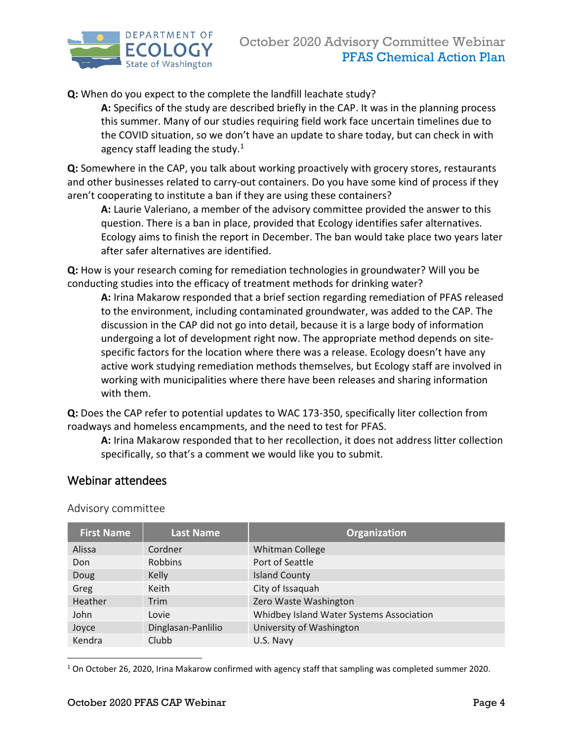**Q:** When do you expect to the complete the landfill leachate study?

> **A:** Specifics of the study are described briefly in the CAP. It was in the planning process this summer. Many of our studies requiring field work face uncertain timelines due to the COVID situation, so we don't have an update to share today, but can check in with agency staff leading the study.[1]

**Q:** Somewhere in the CAP, you talk about working proactively with grocery stores, restaurants and other businesses related to carry-out containers. Do you have some kind of process if they aren't cooperating to institute a ban if they are using these containers?

> **A:** Laurie Valeriano, a member of the advisory committee provided the answer to this question. There is a ban in place, provided that Ecology identifies safer alternatives. Ecology aims to finish the report in December. The ban would take place two years later after safer alternatives are identified.

**Q:** How is your research coming for remediation technologies in groundwater? Will you be conducting studies into the efficacy of treatment methods for drinking water?

> **A:** Irina Makarow responded that a brief section regarding remediation of PFAS released to the environment, including contaminated groundwater, was added to the CAP. The discussion in the CAP did not go into detail, because it is a large body of information undergoing a lot of development right now. The appropriate method depends on site-specific factors for the location where there was a release. Ecology doesn't have any active work studying remediation methods themselves, but Ecology staff are involved in working with municipalities where there have been releases and sharing information with them.

**Q:** Does the CAP refer to potential updates to WAC 173-350, specifically liter collection from roadways and homeless encampments, and the need to test for PFAS.

> **A:** Irina Makarow responded that to her recollection, it does not address litter collection specifically, so that's a comment we would like you to submit.

## Webinar attendees

### Advisory committee

| First Name | Last Name | Organization |
|---|---|---|
| Alissa | Cordner | Whitman College |
| Don | Robbins | Port of Seattle |
| Doug | Kelly | Island County |
| Greg | Keith | City of Issaquah |
| Heather | Trim | Zero Waste Washington |
| John | Lovie | Whidbey Island Water Systems Association |
| Joyce | Dinglasan-Panlilio | University of Washington |
| Kendra | Clubb | U.S. Navy |

[1] On October 26, 2020, Irina Makarow confirmed with agency staff that sampling was completed summer 2020.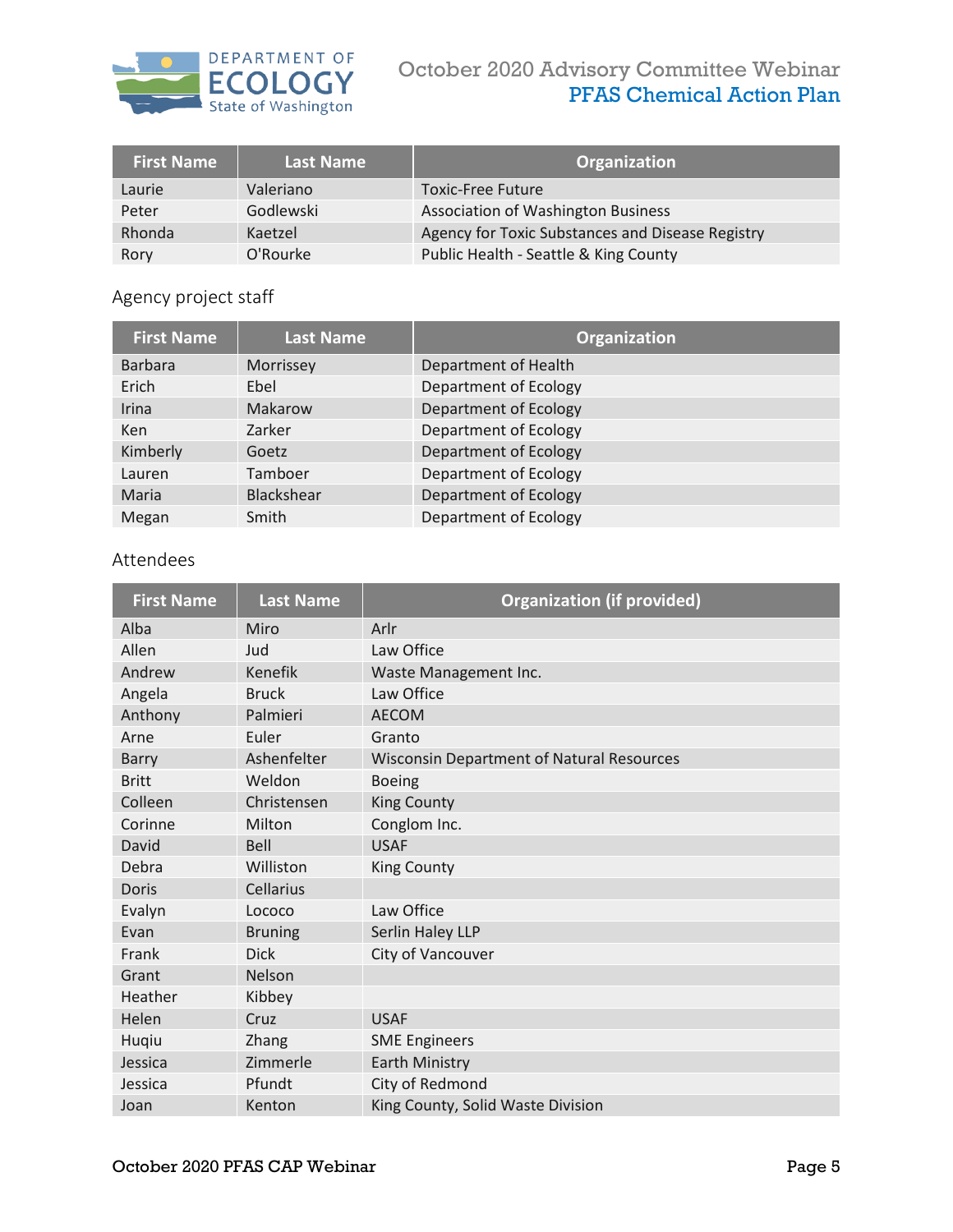| First Name | Last Name | Organization |
|---|---|---|
| Laurie | Valeriano | Toxic-Free Future |
| Peter | Godlewski | Association of Washington Business |
| Rhonda | Kaetzel | Agency for Toxic Substances and Disease Registry |
| Rory | O'Rourke | Public Health - Seattle & King County |

## Agency project staff

| First Name | Last Name | Organization |
|---|---|---|
| Barbara | Morrissey | Department of Health |
| Erich | Ebel | Department of Ecology |
| Irina | Makarow | Department of Ecology |
| Ken | Zarker | Department of Ecology |
| Kimberly | Goetz | Department of Ecology |
| Lauren | Tamboer | Department of Ecology |
| Maria | Blackshear | Department of Ecology |
| Megan | Smith | Department of Ecology |

## Attendees

| First Name | Last Name | Organization (if provided) |
|---|---|---|
| Alba | Miro | Arlr |
| Allen | Jud | Law Office |
| Andrew | Kenefik | Waste Management Inc. |
| Angela | Bruck | Law Office |
| Anthony | Palmieri | AECOM |
| Arne | Euler | Granto |
| Barry | Ashenfelter | Wisconsin Department of Natural Resources |
| Britt | Weldon | Boeing |
| Colleen | Christensen | King County |
| Corinne | Milton | Conglom Inc. |
| David | Bell | USAF |
| Debra | Williston | King County |
| Doris | Cellarius | |
| Evalyn | Lococo | Law Office |
| Evan | Bruning | Serlin Haley LLP |
| Frank | Dick | City of Vancouver |
| Grant | Nelson | |
| Heather | Kibbey | |
| Helen | Cruz | USAF |
| Huqiu | Zhang | SME Engineers |
| Jessica | Zimmerle | Earth Ministry |
| Jessica | Pfundt | City of Redmond |
| Joan | Kenton | King County, Solid Waste Division |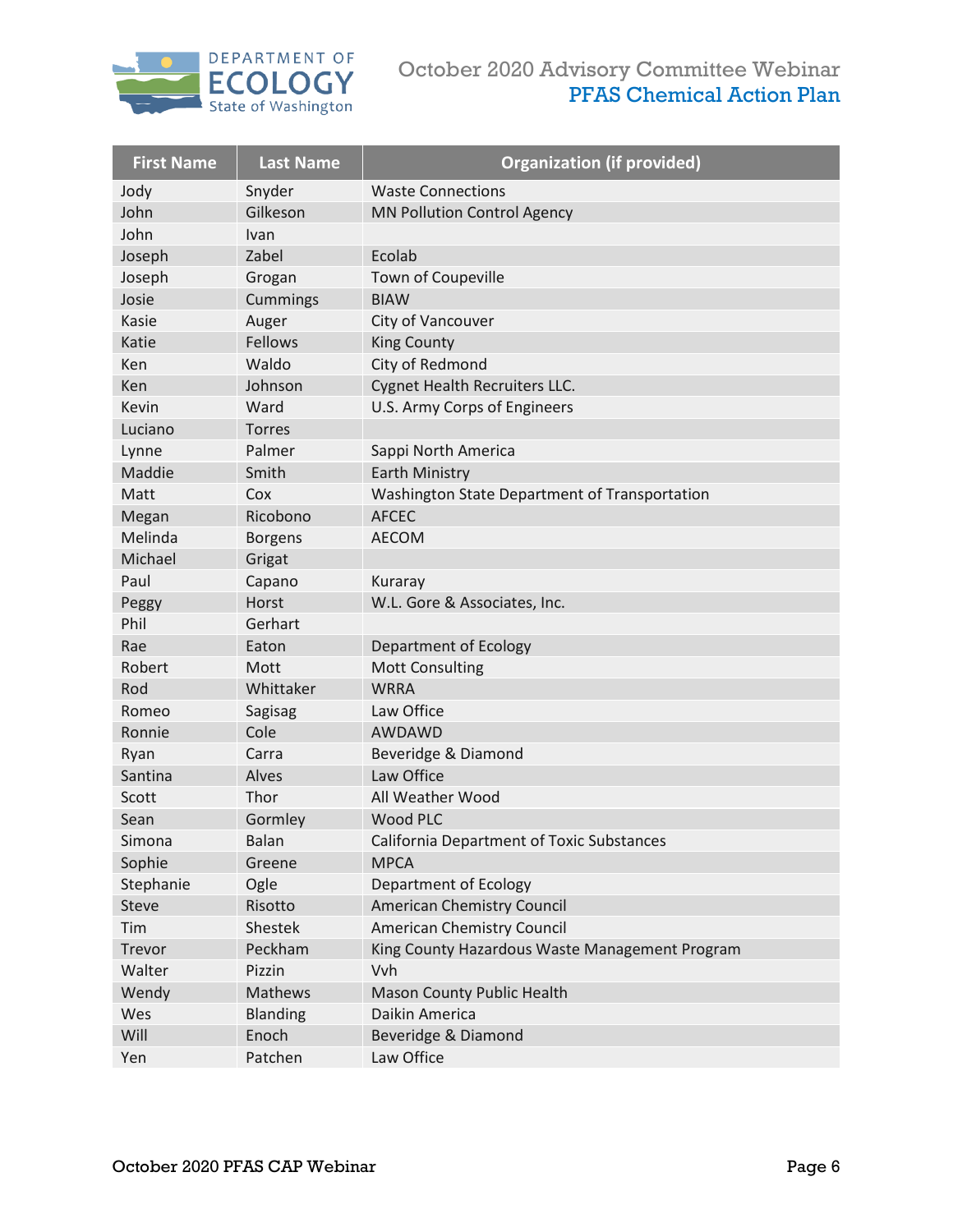| First Name | Last Name | Organization (if provided) |
|---|---|---|
| Jody | Snyder | Waste Connections |
| John | Gilkeson | MN Pollution Control Agency |
| John | Ivan | |
| Joseph | Zabel | Ecolab |
| Joseph | Grogan | Town of Coupeville |
| Josie | Cummings | BIAW |
| Kasie | Auger | City of Vancouver |
| Katie | Fellows | King County |
| Ken | Waldo | City of Redmond |
| Ken | Johnson | Cygnet Health Recruiters LLC. |
| Kevin | Ward | U.S. Army Corps of Engineers |
| Luciano | Torres | |
| Lynne | Palmer | Sappi North America |
| Maddie | Smith | Earth Ministry |
| Matt | Cox | Washington State Department of Transportation |
| Megan | Ricobono | AFCEC |
| Melinda | Borgens | AECOM |
| Michael | Grigat | |
| Paul | Capano | Kuraray |
| Peggy | Horst | W.L. Gore & Associates, Inc. |
| Phil | Gerhart | |
| Rae | Eaton | Department of Ecology |
| Robert | Mott | Mott Consulting |
| Rod | Whittaker | WRRA |
| Romeo | Sagisag | Law Office |
| Ronnie | Cole | AWDAWD |
| Ryan | Carra | Beveridge & Diamond |
| Santina | Alves | Law Office |
| Scott | Thor | All Weather Wood |
| Sean | Gormley | Wood PLC |
| Simona | Balan | California Department of Toxic Substances |
| Sophie | Greene | MPCA |
| Stephanie | Ogle | Department of Ecology |
| Steve | Risotto | American Chemistry Council |
| Tim | Shestek | American Chemistry Council |
| Trevor | Peckham | King County Hazardous Waste Management Program |
| Walter | Pizzin | Vvh |
| Wendy | Mathews | Mason County Public Health |
| Wes | Blanding | Daikin America |
| Will | Enoch | Beveridge & Diamond |
| Yen | Patchen | Law Office |